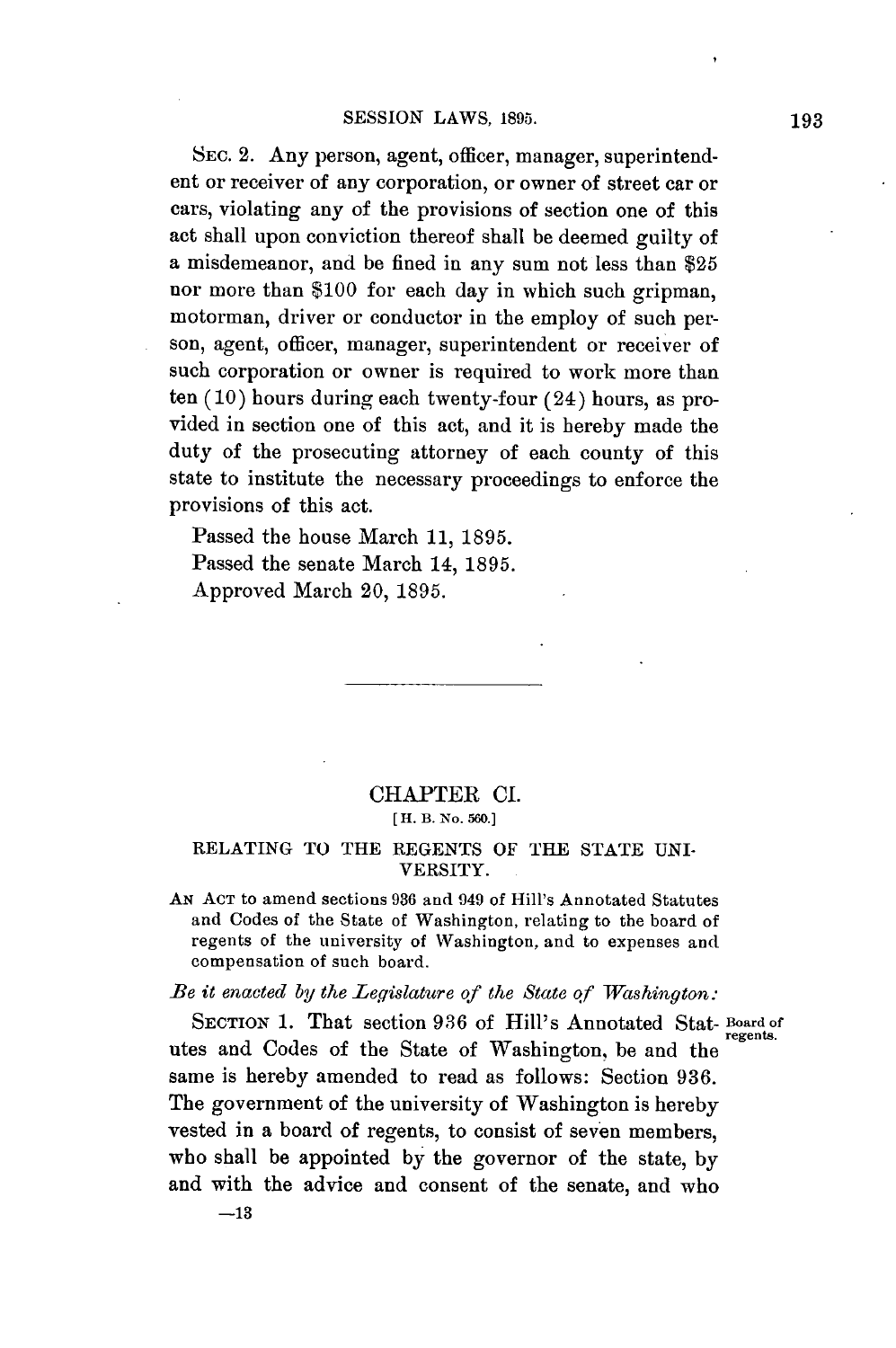SEC. 2. Any person, agent, officer, manager, superintendent or receiver of any corporation, or owner of street car or cars, violating any of the provisions of section one of this act shall upon conviction thereof shall be deemed guilty of a misdemeanor, and be fined in any sum not less than $25 nor more than $100 for each day in which such gripman, motorman, driver or conductor in the employ of such person, agent, officer, manager, superintendent or receiver of such corporation or owner is required to work more than ten (10) hours during each twenty-four (24) hours, as provided in section one of this act, and it is hereby made the duty of the prosecuting attorney of each county of this state to institute the necessary proceedings to enforce the provisions of this act.

Passed the house March 11, 1895.
Passed the senate March 14, 1895.
Approved March 20, 1895.

---

## CHAPTER CI.

[H. B. No. 560.]

### RELATING TO THE REGENTS OF THE STATE UNIVERSITY.

AN ACT to amend sections 936 and 949 of Hill's Annotated Statutes and Codes of the State of Washington, relating to the board of regents of the university of Washington, and to expenses and compensation of such board.

*Be it enacted by the Legislature of the State of Washington:*

SECTION 1. That section 936 of Hill's Annotated Statutes and Codes of the State of Washington, be and the same is hereby amended to read as follows: Section 936. The government of the university of Washington is hereby vested in a board of regents, to consist of seven members, who shall be appointed by the governor of the state, by and with the advice and consent of the senate, and who

Board of regents.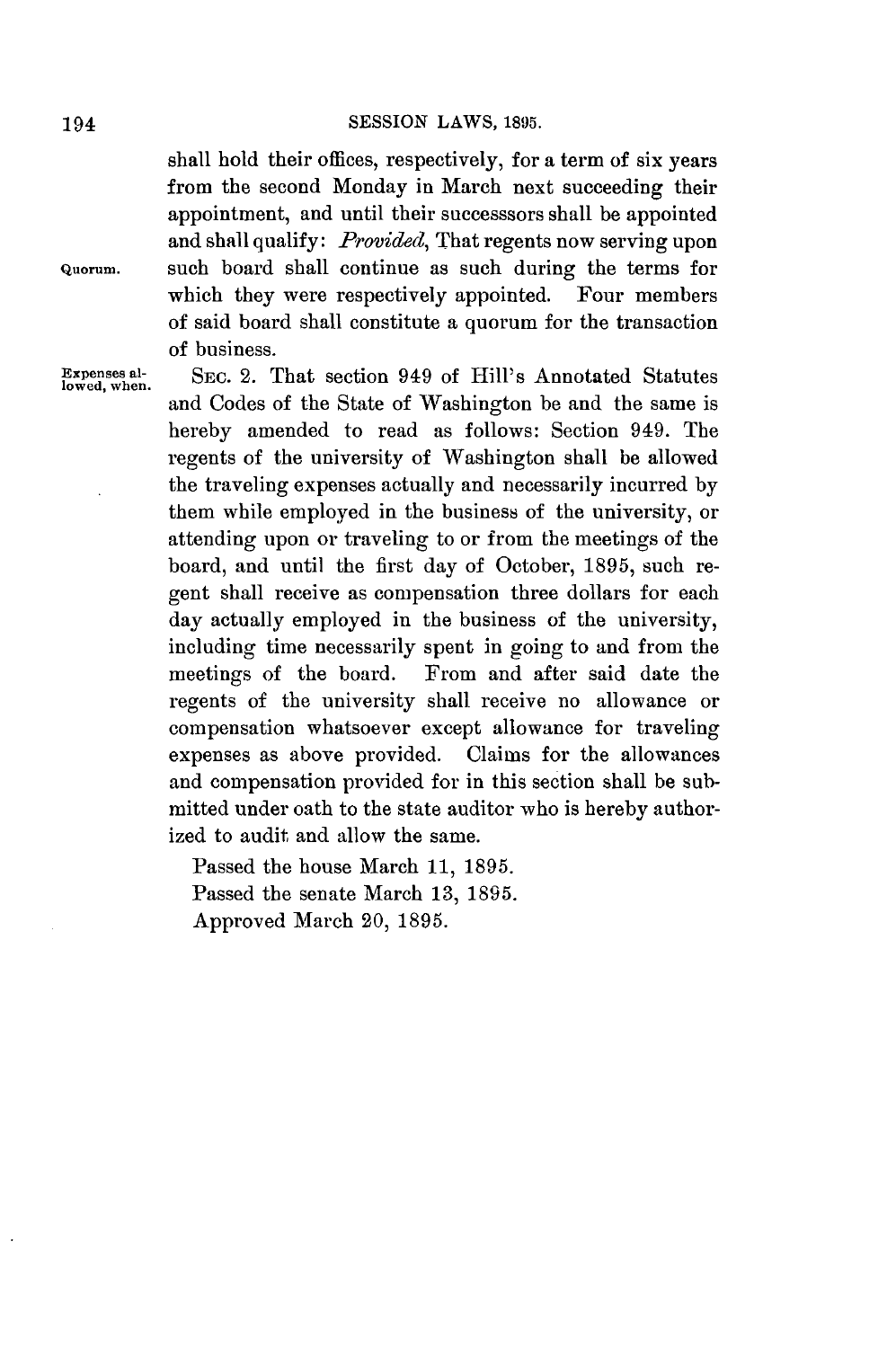shall hold their offices, respectively, for a term of six years from the second Monday in March next succeeding their appointment, and until their successsors shall be appointed and shall qualify: *Provided*, That regents now serving upon such board shall continue as such during the terms for which they were respectively appointed. Four members of said board shall constitute a quorum for the transaction of business.

Quorum.

Expenses allowed, when.

SEC. 2. That section 949 of Hill's Annotated Statutes and Codes of the State of Washington be and the same is hereby amended to read as follows: Section 949. The regents of the university of Washington shall be allowed the traveling expenses actually and necessarily incurred by them while employed in the business of the university, or attending upon or traveling to or from the meetings of the board, and until the first day of October, 1895, such regent shall receive as compensation three dollars for each day actually employed in the business of the university, including time necessarily spent in going to and from the meetings of the board. From and after said date the regents of the university shall receive no allowance or compensation whatsoever except allowance for traveling expenses as above provided. Claims for the allowances and compensation provided for in this section shall be submitted under oath to the state auditor who is hereby authorized to audit and allow the same.

Passed the house March 11, 1895.
Passed the senate March 13, 1895.
Approved March 20, 1895.